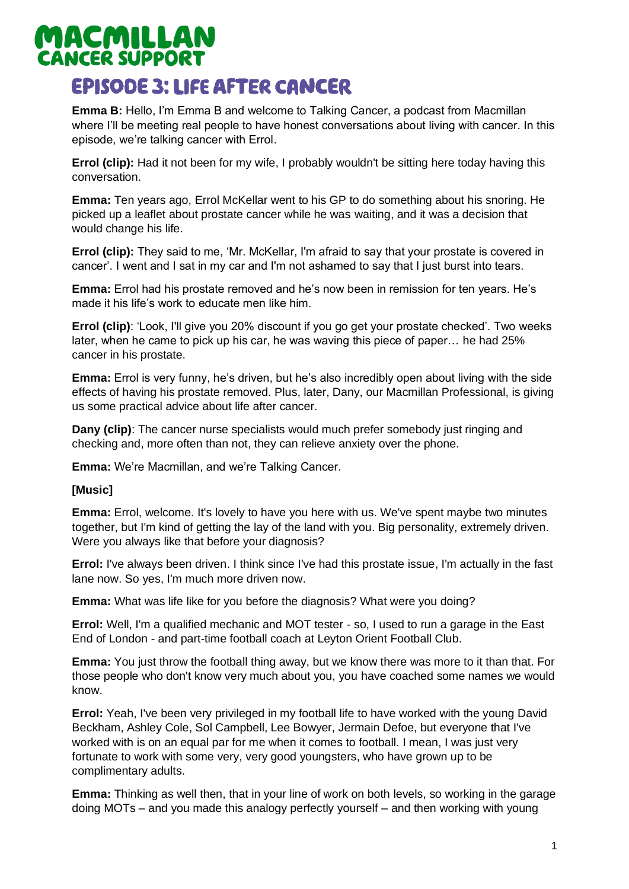# MACMILLAN CANCER SUPPORT

## EPISODE 3: LIFE AFTER CANCER

**Emma B:** Hello, I'm Emma B and welcome to Talking Cancer, a podcast from Macmillan where I'll be meeting real people to have honest conversations about living with cancer. In this episode, we're talking cancer with Errol.

**Errol (clip):** Had it not been for my wife, I probably wouldn't be sitting here today having this conversation.

**Emma:** Ten years ago, Errol McKellar went to his GP to do something about his snoring. He picked up a leaflet about prostate cancer while he was waiting, and it was a decision that would change his life.

**Errol (clip):** They said to me, 'Mr. McKellar, I'm afraid to say that your prostate is covered in cancer'. I went and I sat in my car and I'm not ashamed to say that I just burst into tears.

**Emma:** Errol had his prostate removed and he's now been in remission for ten years. He's made it his life's work to educate men like him.

**Errol (clip)**: 'Look, I'll give you 20% discount if you go get your prostate checked'. Two weeks later, when he came to pick up his car, he was waving this piece of paper… he had 25% cancer in his prostate.

**Emma:** Errol is very funny, he's driven, but he's also incredibly open about living with the side effects of having his prostate removed. Plus, later, Dany, our Macmillan Professional, is giving us some practical advice about life after cancer.

**Dany (clip)**: The cancer nurse specialists would much prefer somebody just ringing and checking and, more often than not, they can relieve anxiety over the phone.

**Emma:** We're Macmillan, and we're Talking Cancer.

**[Music]**

**Emma:** Errol, welcome. It's lovely to have you here with us. We've spent maybe two minutes together, but I'm kind of getting the lay of the land with you. Big personality, extremely driven. Were you always like that before your diagnosis?

**Errol:** I've always been driven. I think since I've had this prostate issue, I'm actually in the fast lane now. So yes, I'm much more driven now.

**Emma:** What was life like for you before the diagnosis? What were you doing?

**Errol:** Well, I'm a qualified mechanic and MOT tester - so, I used to run a garage in the East End of London - and part-time football coach at Leyton Orient Football Club.

**Emma:** You just throw the football thing away, but we know there was more to it than that. For those people who don't know very much about you, you have coached some names we would know.

**Errol:** Yeah, I've been very privileged in my football life to have worked with the young David Beckham, Ashley Cole, Sol Campbell, Lee Bowyer, Jermain Defoe, but everyone that I've worked with is on an equal par for me when it comes to football. I mean, I was just very fortunate to work with some very, very good youngsters, who have grown up to be complimentary adults.

**Emma:** Thinking as well then, that in your line of work on both levels, so working in the garage doing MOTs – and you made this analogy perfectly yourself – and then working with young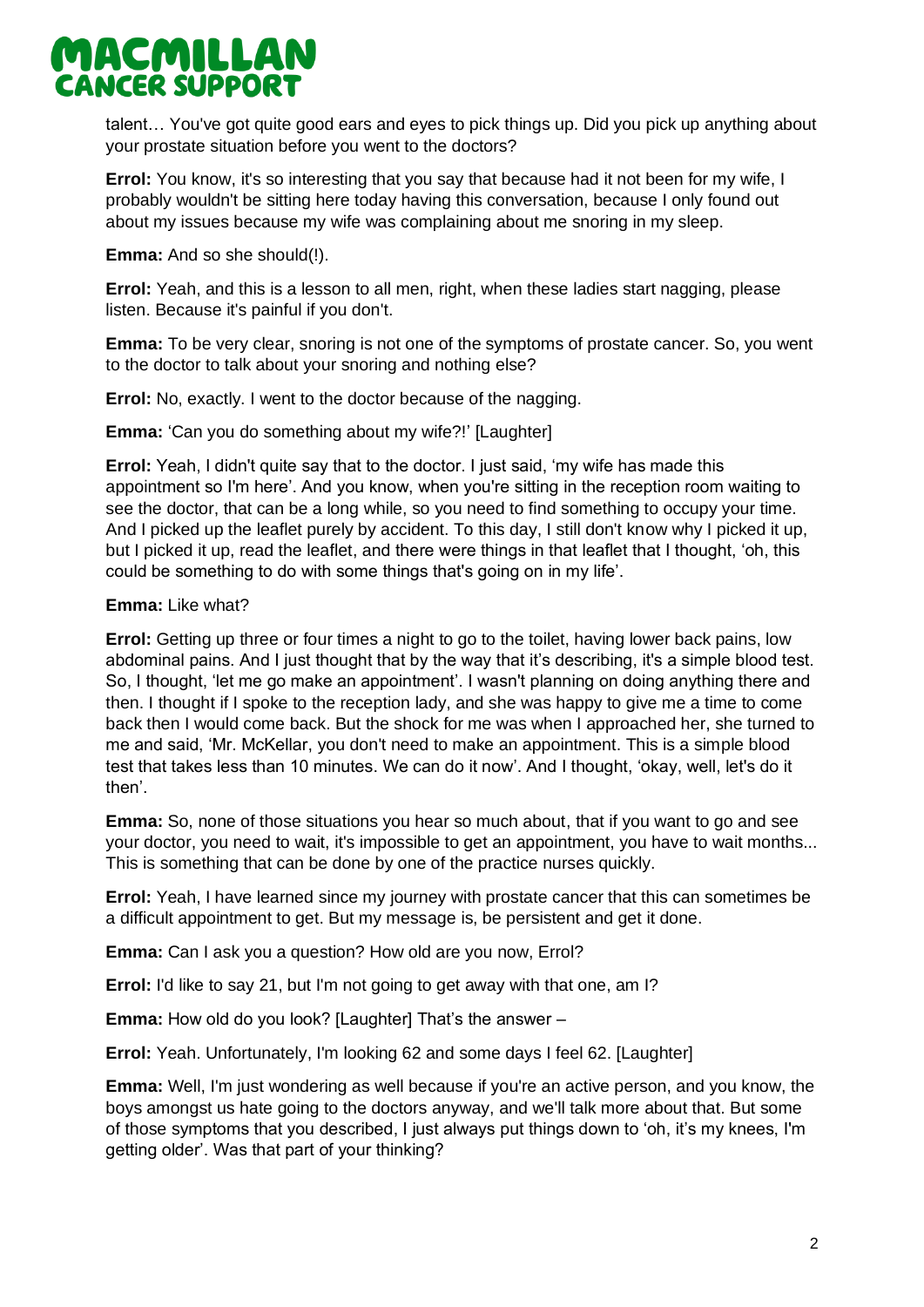talent… You've got quite good ears and eyes to pick things up. Did you pick up anything about your prostate situation before you went to the doctors?

**Errol:** You know, it's so interesting that you say that because had it not been for my wife, I probably wouldn't be sitting here today having this conversation, because I only found out about my issues because my wife was complaining about me snoring in my sleep.

**Emma:** And so she should(!).

**Errol:** Yeah, and this is a lesson to all men, right, when these ladies start nagging, please listen. Because it's painful if you don't.

**Emma:** To be very clear, snoring is not one of the symptoms of prostate cancer. So, you went to the doctor to talk about your snoring and nothing else?

**Errol:** No, exactly. I went to the doctor because of the nagging.

**Emma:** 'Can you do something about my wife?!' [Laughter]

**Errol:** Yeah, I didn't quite say that to the doctor. I just said, 'my wife has made this appointment so I'm here'. And you know, when you're sitting in the reception room waiting to see the doctor, that can be a long while, so you need to find something to occupy your time. And I picked up the leaflet purely by accident. To this day, I still don't know why I picked it up, but I picked it up, read the leaflet, and there were things in that leaflet that I thought, 'oh, this could be something to do with some things that's going on in my life'.

**Emma:** Like what?

**Errol:** Getting up three or four times a night to go to the toilet, having lower back pains, low abdominal pains. And I just thought that by the way that it's describing, it's a simple blood test. So, I thought, 'let me go make an appointment'. I wasn't planning on doing anything there and then. I thought if I spoke to the reception lady, and she was happy to give me a time to come back then I would come back. But the shock for me was when I approached her, she turned to me and said, 'Mr. McKellar, you don't need to make an appointment. This is a simple blood test that takes less than 10 minutes. We can do it now'. And I thought, 'okay, well, let's do it then'.

**Emma:** So, none of those situations you hear so much about, that if you want to go and see your doctor, you need to wait, it's impossible to get an appointment, you have to wait months... This is something that can be done by one of the practice nurses quickly.

**Errol:** Yeah, I have learned since my journey with prostate cancer that this can sometimes be a difficult appointment to get. But my message is, be persistent and get it done.

**Emma:** Can I ask you a question? How old are you now, Errol?

**Errol:** I'd like to say 21, but I'm not going to get away with that one, am I?

**Emma:** How old do you look? [Laughter] That's the answer –

**Errol:** Yeah. Unfortunately, I'm looking 62 and some days I feel 62. [Laughter]

**Emma:** Well, I'm just wondering as well because if you're an active person, and you know, the boys amongst us hate going to the doctors anyway, and we'll talk more about that. But some of those symptoms that you described, I just always put things down to 'oh, it's my knees, I'm getting older'. Was that part of your thinking?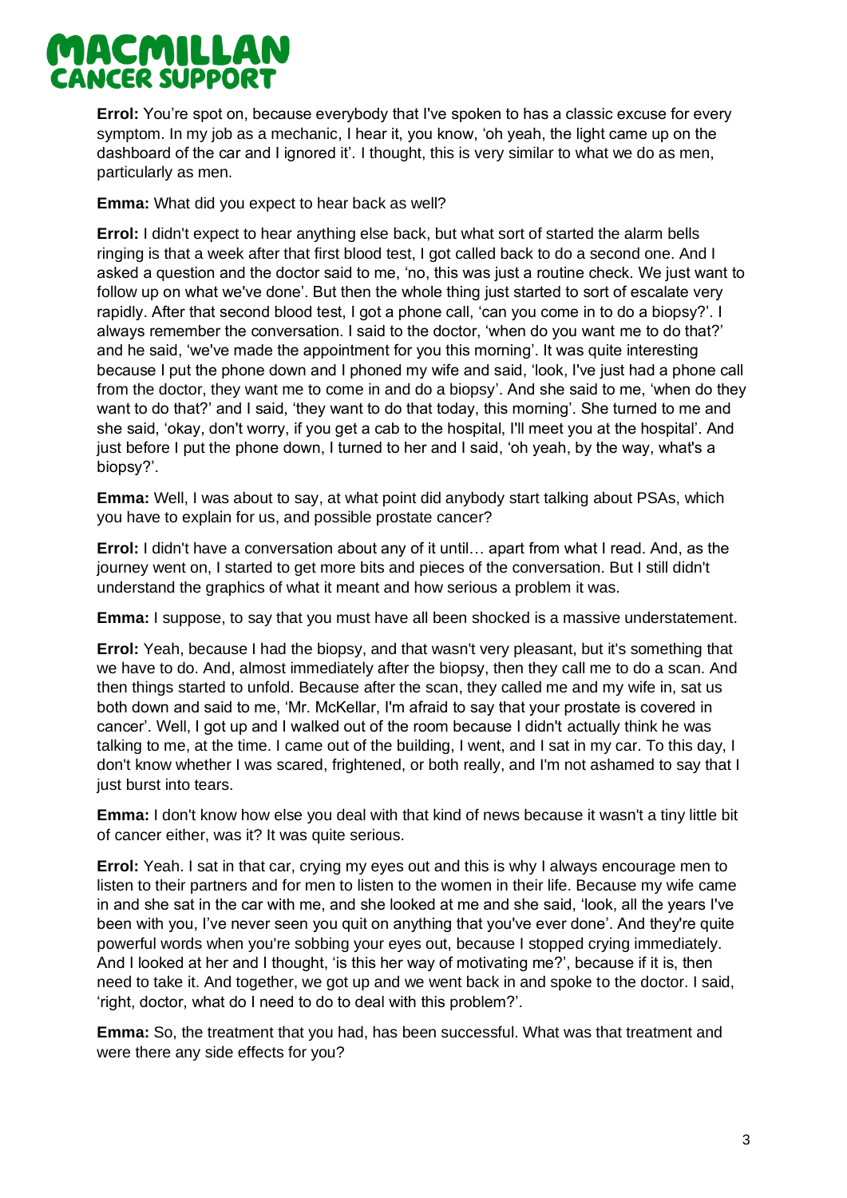**Errol:** You're spot on, because everybody that I've spoken to has a classic excuse for every symptom. In my job as a mechanic, I hear it, you know, 'oh yeah, the light came up on the dashboard of the car and I ignored it'. I thought, this is very similar to what we do as men, particularly as men.

**Emma:** What did you expect to hear back as well?

**Errol:** I didn't expect to hear anything else back, but what sort of started the alarm bells ringing is that a week after that first blood test, I got called back to do a second one. And I asked a question and the doctor said to me, 'no, this was just a routine check. We just want to follow up on what we've done'. But then the whole thing just started to sort of escalate very rapidly. After that second blood test, I got a phone call, 'can you come in to do a biopsy?'. I always remember the conversation. I said to the doctor, 'when do you want me to do that?' and he said, 'we've made the appointment for you this morning'. It was quite interesting because I put the phone down and I phoned my wife and said, 'look, I've just had a phone call from the doctor, they want me to come in and do a biopsy'. And she said to me, 'when do they want to do that?' and I said, 'they want to do that today, this morning'. She turned to me and she said, 'okay, don't worry, if you get a cab to the hospital, I'll meet you at the hospital'. And just before I put the phone down, I turned to her and I said, 'oh yeah, by the way, what's a biopsy?'.

**Emma:** Well, I was about to say, at what point did anybody start talking about PSAs, which you have to explain for us, and possible prostate cancer?

**Errol:** I didn't have a conversation about any of it until… apart from what I read. And, as the journey went on, I started to get more bits and pieces of the conversation. But I still didn't understand the graphics of what it meant and how serious a problem it was.

**Emma:** I suppose, to say that you must have all been shocked is a massive understatement.

**Errol:** Yeah, because I had the biopsy, and that wasn't very pleasant, but it's something that we have to do. And, almost immediately after the biopsy, then they call me to do a scan. And then things started to unfold. Because after the scan, they called me and my wife in, sat us both down and said to me, 'Mr. McKellar, I'm afraid to say that your prostate is covered in cancer'. Well, I got up and I walked out of the room because I didn't actually think he was talking to me, at the time. I came out of the building, I went, and I sat in my car. To this day, I don't know whether I was scared, frightened, or both really, and I'm not ashamed to say that I just burst into tears.

**Emma:** I don't know how else you deal with that kind of news because it wasn't a tiny little bit of cancer either, was it? It was quite serious.

**Errol:** Yeah. I sat in that car, crying my eyes out and this is why I always encourage men to listen to their partners and for men to listen to the women in their life. Because my wife came in and she sat in the car with me, and she looked at me and she said, 'look, all the years I've been with you, I've never seen you quit on anything that you've ever done'. And they're quite powerful words when you're sobbing your eyes out, because I stopped crying immediately. And I looked at her and I thought, 'is this her way of motivating me?', because if it is, then need to take it. And together, we got up and we went back in and spoke to the doctor. I said, 'right, doctor, what do I need to do to deal with this problem?'.

**Emma:** So, the treatment that you had, has been successful. What was that treatment and were there any side effects for you?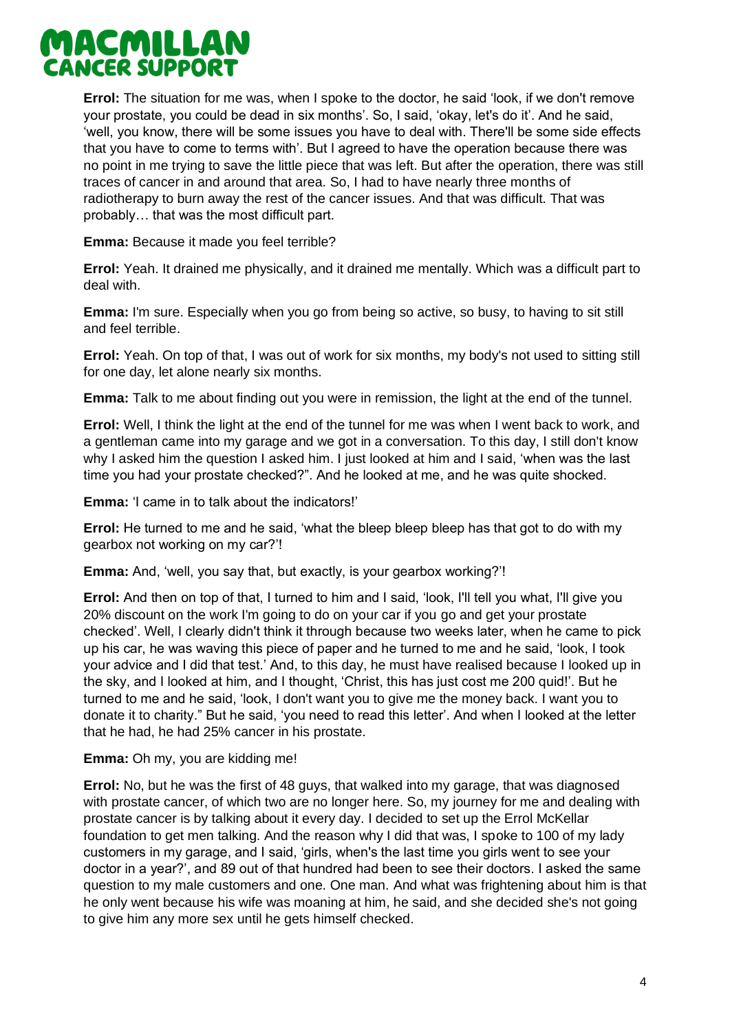**Errol:** The situation for me was, when I spoke to the doctor, he said 'look, if we don't remove your prostate, you could be dead in six months'. So, I said, 'okay, let's do it'. And he said, 'well, you know, there will be some issues you have to deal with. There'll be some side effects that you have to come to terms with'. But I agreed to have the operation because there was no point in me trying to save the little piece that was left. But after the operation, there was still traces of cancer in and around that area. So, I had to have nearly three months of radiotherapy to burn away the rest of the cancer issues. And that was difficult. That was probably… that was the most difficult part.

**Emma:** Because it made you feel terrible?

**Errol:** Yeah. It drained me physically, and it drained me mentally. Which was a difficult part to deal with.

**Emma:** I'm sure. Especially when you go from being so active, so busy, to having to sit still and feel terrible.

**Errol:** Yeah. On top of that, I was out of work for six months, my body's not used to sitting still for one day, let alone nearly six months.

**Emma:** Talk to me about finding out you were in remission, the light at the end of the tunnel.

**Errol:** Well, I think the light at the end of the tunnel for me was when I went back to work, and a gentleman came into my garage and we got in a conversation. To this day, I still don't know why I asked him the question I asked him. I just looked at him and I said, 'when was the last time you had your prostate checked?". And he looked at me, and he was quite shocked.

**Emma:** 'I came in to talk about the indicators!'

**Errol:** He turned to me and he said, 'what the bleep bleep bleep has that got to do with my gearbox not working on my car?'!

**Emma:** And, 'well, you say that, but exactly, is your gearbox working?'!

**Errol:** And then on top of that, I turned to him and I said, 'look, I'll tell you what, I'll give you 20% discount on the work I'm going to do on your car if you go and get your prostate checked'. Well, I clearly didn't think it through because two weeks later, when he came to pick up his car, he was waving this piece of paper and he turned to me and he said, 'look, I took your advice and I did that test.' And, to this day, he must have realised because I looked up in the sky, and I looked at him, and I thought, 'Christ, this has just cost me 200 quid!'. But he turned to me and he said, 'look, I don't want you to give me the money back. I want you to donate it to charity." But he said, 'you need to read this letter'. And when I looked at the letter that he had, he had 25% cancer in his prostate.

**Emma:** Oh my, you are kidding me!

**Errol:** No, but he was the first of 48 guys, that walked into my garage, that was diagnosed with prostate cancer, of which two are no longer here. So, my journey for me and dealing with prostate cancer is by talking about it every day. I decided to set up the Errol McKellar foundation to get men talking. And the reason why I did that was, I spoke to 100 of my lady customers in my garage, and I said, 'girls, when's the last time you girls went to see your doctor in a year?', and 89 out of that hundred had been to see their doctors. I asked the same question to my male customers and one. One man. And what was frightening about him is that he only went because his wife was moaning at him, he said, and she decided she's not going to give him any more sex until he gets himself checked.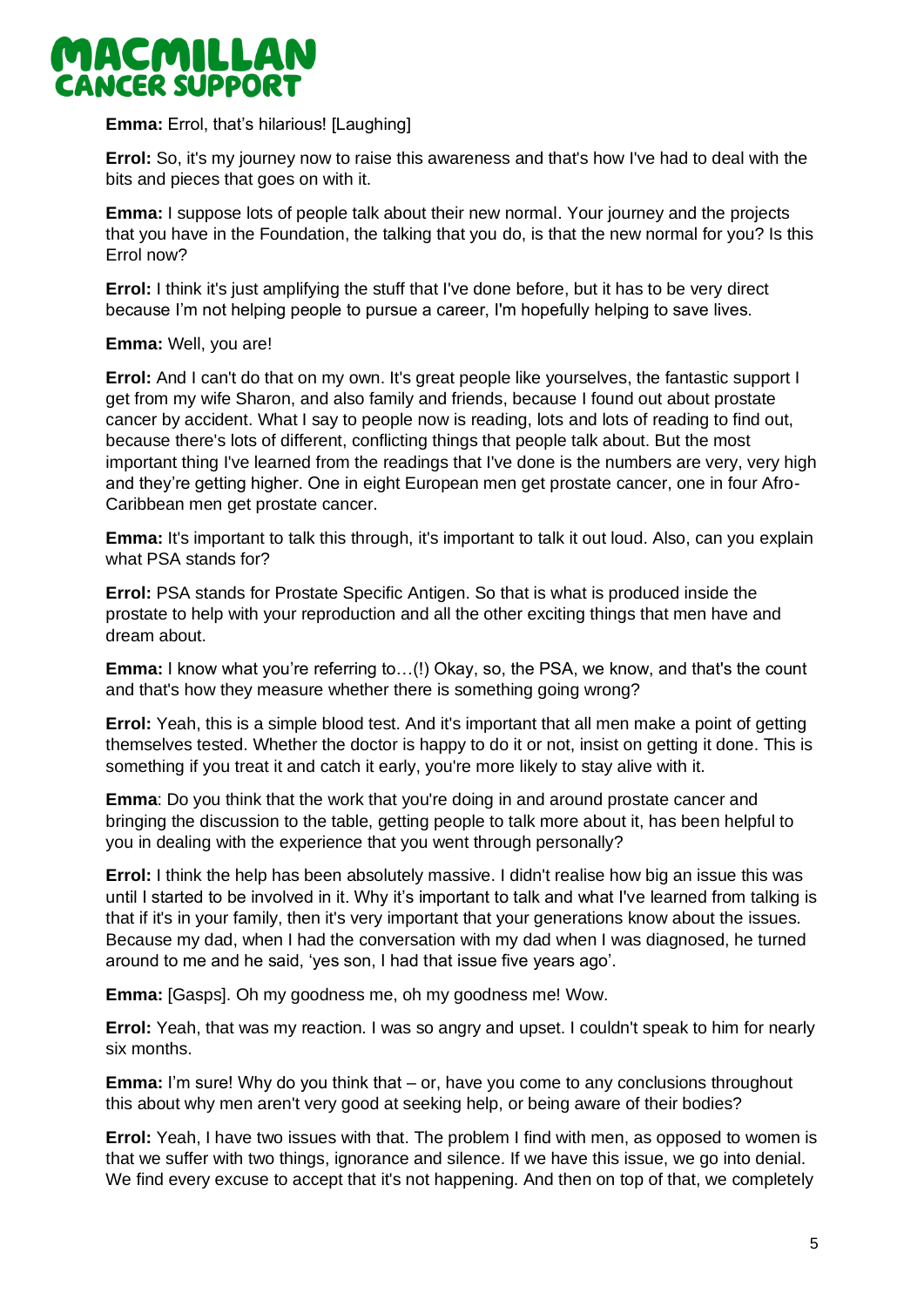**Emma:** Errol, that's hilarious! [Laughing]

**Errol:** So, it's my journey now to raise this awareness and that's how I've had to deal with the bits and pieces that goes on with it.

**Emma:** I suppose lots of people talk about their new normal. Your journey and the projects that you have in the Foundation, the talking that you do, is that the new normal for you? Is this Errol now?

**Errol:** I think it's just amplifying the stuff that I've done before, but it has to be very direct because I'm not helping people to pursue a career, I'm hopefully helping to save lives.

**Emma:** Well, you are!

**Errol:** And I can't do that on my own. It's great people like yourselves, the fantastic support I get from my wife Sharon, and also family and friends, because I found out about prostate cancer by accident. What I say to people now is reading, lots and lots of reading to find out, because there's lots of different, conflicting things that people talk about. But the most important thing I've learned from the readings that I've done is the numbers are very, very high and they're getting higher. One in eight European men get prostate cancer, one in four Afro-Caribbean men get prostate cancer.

**Emma:** It's important to talk this through, it's important to talk it out loud. Also, can you explain what PSA stands for?

**Errol:** PSA stands for Prostate Specific Antigen. So that is what is produced inside the prostate to help with your reproduction and all the other exciting things that men have and dream about.

**Emma:** I know what you're referring to…(!) Okay, so, the PSA, we know, and that's the count and that's how they measure whether there is something going wrong?

**Errol:** Yeah, this is a simple blood test. And it's important that all men make a point of getting themselves tested. Whether the doctor is happy to do it or not, insist on getting it done. This is something if you treat it and catch it early, you're more likely to stay alive with it.

**Emma**: Do you think that the work that you're doing in and around prostate cancer and bringing the discussion to the table, getting people to talk more about it, has been helpful to you in dealing with the experience that you went through personally?

**Errol:** I think the help has been absolutely massive. I didn't realise how big an issue this was until I started to be involved in it. Why it's important to talk and what I've learned from talking is that if it's in your family, then it's very important that your generations know about the issues. Because my dad, when I had the conversation with my dad when I was diagnosed, he turned around to me and he said, 'yes son, I had that issue five years ago'.

**Emma:** [Gasps]. Oh my goodness me, oh my goodness me! Wow.

**Errol:** Yeah, that was my reaction. I was so angry and upset. I couldn't speak to him for nearly six months.

**Emma:** I'm sure! Why do you think that – or, have you come to any conclusions throughout this about why men aren't very good at seeking help, or being aware of their bodies?

**Errol:** Yeah, I have two issues with that. The problem I find with men, as opposed to women is that we suffer with two things, ignorance and silence. If we have this issue, we go into denial. We find every excuse to accept that it's not happening. And then on top of that, we completely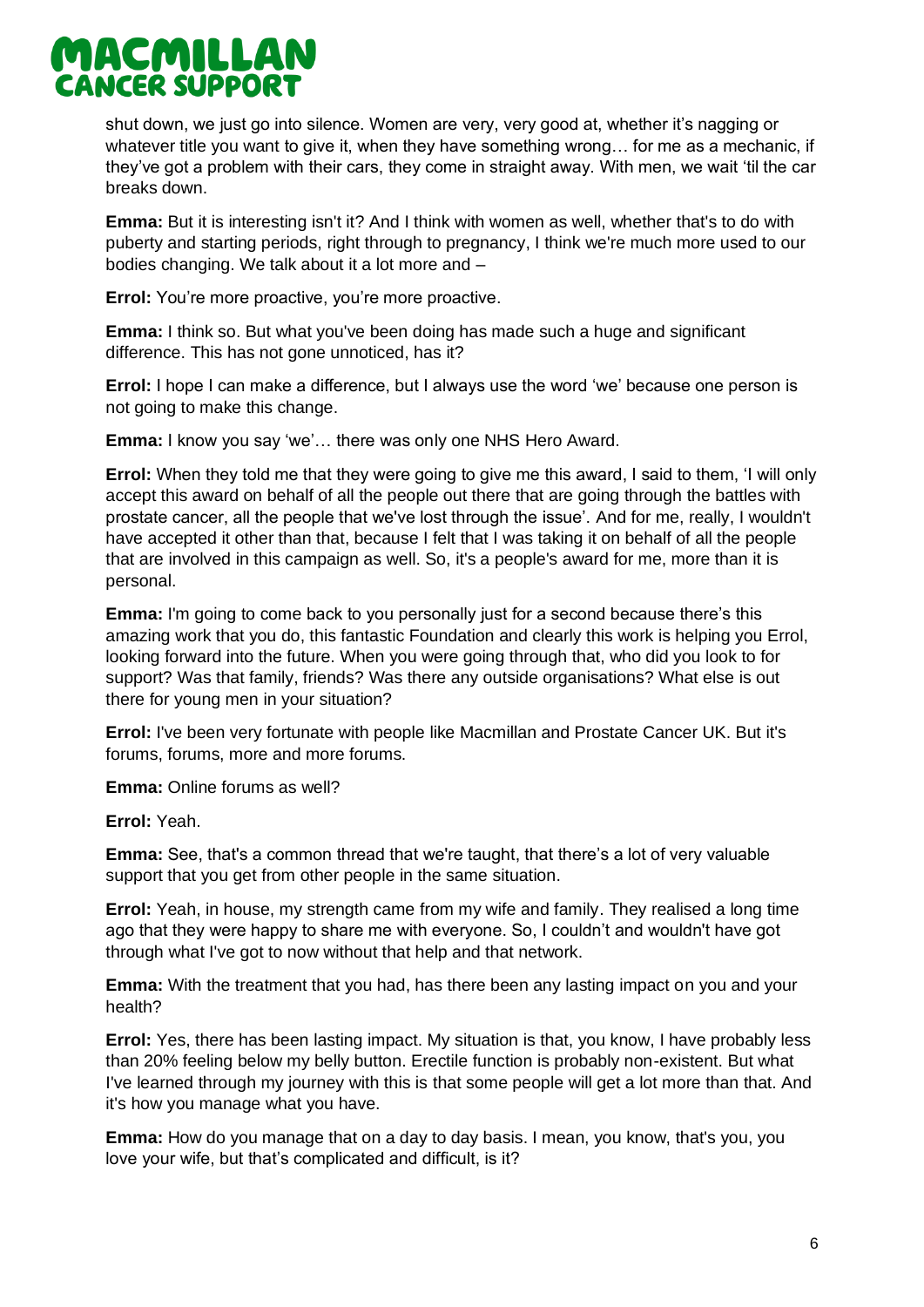shut down, we just go into silence. Women are very, very good at, whether it's nagging or whatever title you want to give it, when they have something wrong… for me as a mechanic, if they've got a problem with their cars, they come in straight away. With men, we wait 'til the car breaks down.

**Emma:** But it is interesting isn't it? And I think with women as well, whether that's to do with puberty and starting periods, right through to pregnancy, I think we're much more used to our bodies changing. We talk about it a lot more and –

**Errol:** You're more proactive, you're more proactive.

**Emma:** I think so. But what you've been doing has made such a huge and significant difference. This has not gone unnoticed, has it?

**Errol:** I hope I can make a difference, but I always use the word 'we' because one person is not going to make this change.

**Emma:** I know you say 'we'… there was only one NHS Hero Award.

**Errol:** When they told me that they were going to give me this award, I said to them, 'I will only accept this award on behalf of all the people out there that are going through the battles with prostate cancer, all the people that we've lost through the issue'. And for me, really, I wouldn't have accepted it other than that, because I felt that I was taking it on behalf of all the people that are involved in this campaign as well. So, it's a people's award for me, more than it is personal.

**Emma:** I'm going to come back to you personally just for a second because there's this amazing work that you do, this fantastic Foundation and clearly this work is helping you Errol, looking forward into the future. When you were going through that, who did you look to for support? Was that family, friends? Was there any outside organisations? What else is out there for young men in your situation?

**Errol:** I've been very fortunate with people like Macmillan and Prostate Cancer UK. But it's forums, forums, more and more forums.

**Emma:** Online forums as well?

**Errol:** Yeah.

**Emma:** See, that's a common thread that we're taught, that there's a lot of very valuable support that you get from other people in the same situation.

**Errol:** Yeah, in house, my strength came from my wife and family. They realised a long time ago that they were happy to share me with everyone. So, I couldn't and wouldn't have got through what I've got to now without that help and that network.

**Emma:** With the treatment that you had, has there been any lasting impact on you and your health?

**Errol:** Yes, there has been lasting impact. My situation is that, you know, I have probably less than 20% feeling below my belly button. Erectile function is probably non-existent. But what I've learned through my journey with this is that some people will get a lot more than that. And it's how you manage what you have.

**Emma:** How do you manage that on a day to day basis. I mean, you know, that's you, you love your wife, but that's complicated and difficult, is it?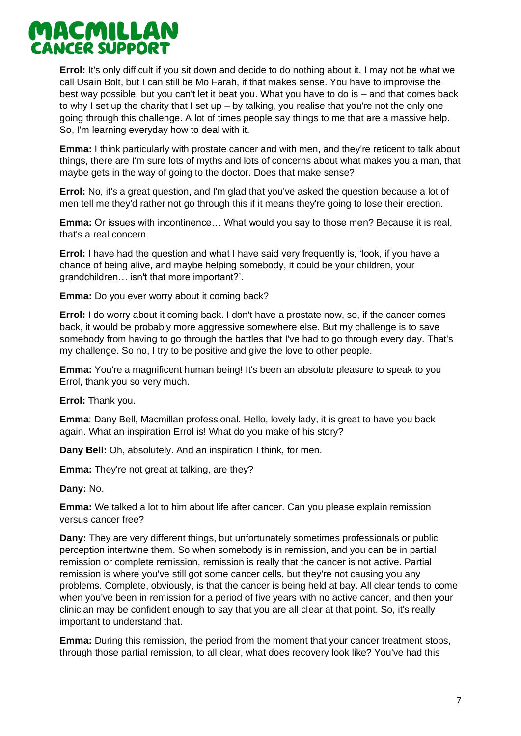**Errol:** It's only difficult if you sit down and decide to do nothing about it. I may not be what we call Usain Bolt, but I can still be Mo Farah, if that makes sense. You have to improvise the best way possible, but you can't let it beat you. What you have to do is – and that comes back to why I set up the charity that I set up – by talking, you realise that you're not the only one going through this challenge. A lot of times people say things to me that are a massive help. So, I'm learning everyday how to deal with it.

**Emma:** I think particularly with prostate cancer and with men, and they're reticent to talk about things, there are I'm sure lots of myths and lots of concerns about what makes you a man, that maybe gets in the way of going to the doctor. Does that make sense?

**Errol:** No, it's a great question, and I'm glad that you've asked the question because a lot of men tell me they'd rather not go through this if it means they're going to lose their erection.

**Emma:** Or issues with incontinence… What would you say to those men? Because it is real, that's a real concern.

**Errol:** I have had the question and what I have said very frequently is, 'look, if you have a chance of being alive, and maybe helping somebody, it could be your children, your grandchildren… isn't that more important?'.

**Emma:** Do you ever worry about it coming back?

**Errol:** I do worry about it coming back. I don't have a prostate now, so, if the cancer comes back, it would be probably more aggressive somewhere else. But my challenge is to save somebody from having to go through the battles that I've had to go through every day. That's my challenge. So no, I try to be positive and give the love to other people.

**Emma:** You're a magnificent human being! It's been an absolute pleasure to speak to you Errol, thank you so very much.

**Errol:** Thank you.

**Emma**: Dany Bell, Macmillan professional. Hello, lovely lady, it is great to have you back again. What an inspiration Errol is! What do you make of his story?

**Dany Bell:** Oh, absolutely. And an inspiration I think, for men.

**Emma:** They're not great at talking, are they?

**Dany:** No.

**Emma:** We talked a lot to him about life after cancer. Can you please explain remission versus cancer free?

**Dany:** They are very different things, but unfortunately sometimes professionals or public perception intertwine them. So when somebody is in remission, and you can be in partial remission or complete remission, remission is really that the cancer is not active. Partial remission is where you've still got some cancer cells, but they're not causing you any problems. Complete, obviously, is that the cancer is being held at bay. All clear tends to come when you've been in remission for a period of five years with no active cancer, and then your clinician may be confident enough to say that you are all clear at that point. So, it's really important to understand that.

**Emma:** During this remission, the period from the moment that your cancer treatment stops, through those partial remission, to all clear, what does recovery look like? You've had this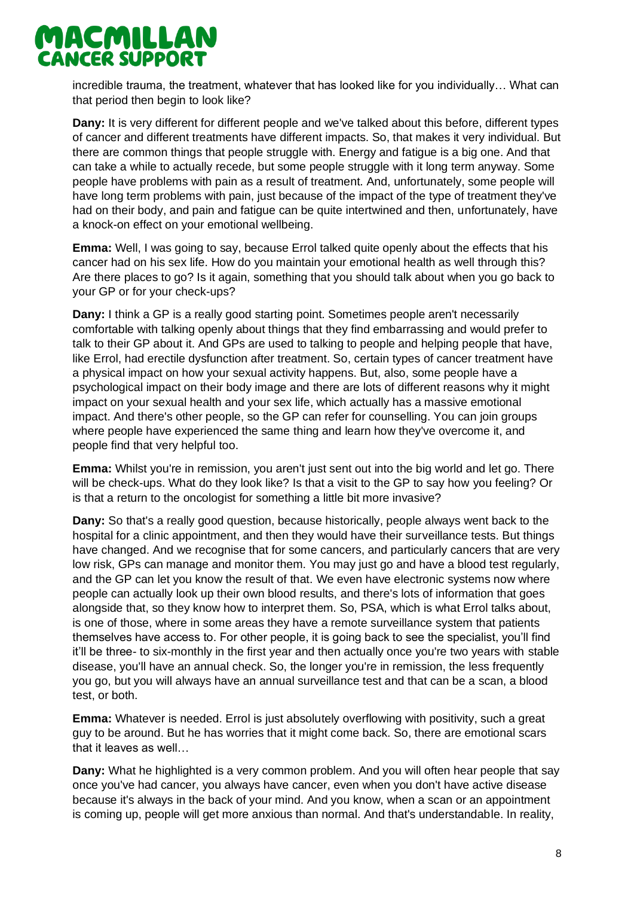incredible trauma, the treatment, whatever that has looked like for you individually… What can that period then begin to look like?

**Dany:** It is very different for different people and we've talked about this before, different types of cancer and different treatments have different impacts. So, that makes it very individual. But there are common things that people struggle with. Energy and fatigue is a big one. And that can take a while to actually recede, but some people struggle with it long term anyway. Some people have problems with pain as a result of treatment. And, unfortunately, some people will have long term problems with pain, just because of the impact of the type of treatment they've had on their body, and pain and fatigue can be quite intertwined and then, unfortunately, have a knock-on effect on your emotional wellbeing.

**Emma:** Well, I was going to say, because Errol talked quite openly about the effects that his cancer had on his sex life. How do you maintain your emotional health as well through this? Are there places to go? Is it again, something that you should talk about when you go back to your GP or for your check-ups?

**Dany:** I think a GP is a really good starting point. Sometimes people aren't necessarily comfortable with talking openly about things that they find embarrassing and would prefer to talk to their GP about it. And GPs are used to talking to people and helping people that have, like Errol, had erectile dysfunction after treatment. So, certain types of cancer treatment have a physical impact on how your sexual activity happens. But, also, some people have a psychological impact on their body image and there are lots of different reasons why it might impact on your sexual health and your sex life, which actually has a massive emotional impact. And there's other people, so the GP can refer for counselling. You can join groups where people have experienced the same thing and learn how they've overcome it, and people find that very helpful too.

**Emma:** Whilst you're in remission, you aren't just sent out into the big world and let go. There will be check-ups. What do they look like? Is that a visit to the GP to say how you feeling? Or is that a return to the oncologist for something a little bit more invasive?

**Dany:** So that's a really good question, because historically, people always went back to the hospital for a clinic appointment, and then they would have their surveillance tests. But things have changed. And we recognise that for some cancers, and particularly cancers that are very low risk, GPs can manage and monitor them. You may just go and have a blood test regularly, and the GP can let you know the result of that. We even have electronic systems now where people can actually look up their own blood results, and there's lots of information that goes alongside that, so they know how to interpret them. So, PSA, which is what Errol talks about, is one of those, where in some areas they have a remote surveillance system that patients themselves have access to. For other people, it is going back to see the specialist, you'll find it'll be three- to six-monthly in the first year and then actually once you're two years with stable disease, you'll have an annual check. So, the longer you're in remission, the less frequently you go, but you will always have an annual surveillance test and that can be a scan, a blood test, or both.

**Emma:** Whatever is needed. Errol is just absolutely overflowing with positivity, such a great guy to be around. But he has worries that it might come back. So, there are emotional scars that it leaves as well…

**Dany:** What he highlighted is a very common problem. And you will often hear people that say once you've had cancer, you always have cancer, even when you don't have active disease because it's always in the back of your mind. And you know, when a scan or an appointment is coming up, people will get more anxious than normal. And that's understandable. In reality,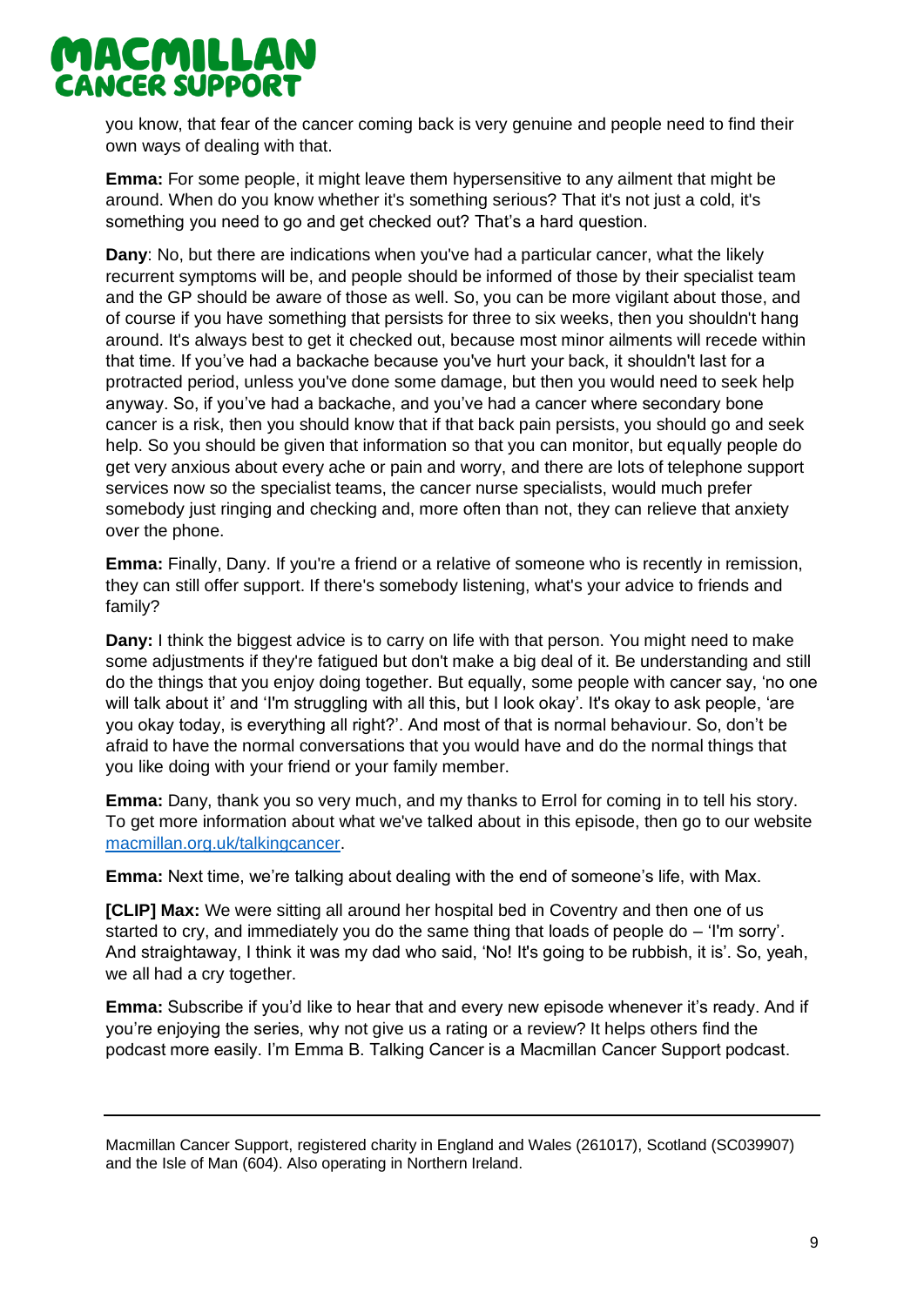you know, that fear of the cancer coming back is very genuine and people need to find their own ways of dealing with that.

**Emma:** For some people, it might leave them hypersensitive to any ailment that might be around. When do you know whether it's something serious? That it's not just a cold, it's something you need to go and get checked out? That's a hard question.

**Dany**: No, but there are indications when you've had a particular cancer, what the likely recurrent symptoms will be, and people should be informed of those by their specialist team and the GP should be aware of those as well. So, you can be more vigilant about those, and of course if you have something that persists for three to six weeks, then you shouldn't hang around. It's always best to get it checked out, because most minor ailments will recede within that time. If you've had a backache because you've hurt your back, it shouldn't last for a protracted period, unless you've done some damage, but then you would need to seek help anyway. So, if you've had a backache, and you've had a cancer where secondary bone cancer is a risk, then you should know that if that back pain persists, you should go and seek help. So you should be given that information so that you can monitor, but equally people do get very anxious about every ache or pain and worry, and there are lots of telephone support services now so the specialist teams, the cancer nurse specialists, would much prefer somebody just ringing and checking and, more often than not, they can relieve that anxiety over the phone.

**Emma:** Finally, Dany. If you're a friend or a relative of someone who is recently in remission, they can still offer support. If there's somebody listening, what's your advice to friends and family?

**Dany:** I think the biggest advice is to carry on life with that person. You might need to make some adjustments if they're fatigued but don't make a big deal of it. Be understanding and still do the things that you enjoy doing together. But equally, some people with cancer say, 'no one will talk about it' and 'I'm struggling with all this, but I look okay'. It's okay to ask people, 'are you okay today, is everything all right?'. And most of that is normal behaviour. So, don't be afraid to have the normal conversations that you would have and do the normal things that you like doing with your friend or your family member.

**Emma:** Dany, thank you so very much, and my thanks to Errol for coming in to tell his story. To get more information about what we've talked about in this episode, then go to our website [macmillan.org.uk/talkingcancer](macmillan.org.uk/talkingcancer).

**Emma:** Next time, we're talking about dealing with the end of someone's life, with Max.

**[CLIP] Max:** We were sitting all around her hospital bed in Coventry and then one of us started to cry, and immediately you do the same thing that loads of people do – 'I'm sorry'. And straightaway, I think it was my dad who said, 'No! It's going to be rubbish, it is'. So, yeah, we all had a cry together.

**Emma:** Subscribe if you'd like to hear that and every new episode whenever it's ready. And if you're enjoying the series, why not give us a rating or a review? It helps others find the podcast more easily. I'm Emma B. Talking Cancer is a Macmillan Cancer Support podcast.

---

Macmillan Cancer Support, registered charity in England and Wales (261017), Scotland (SC039907) and the Isle of Man (604). Also operating in Northern Ireland.